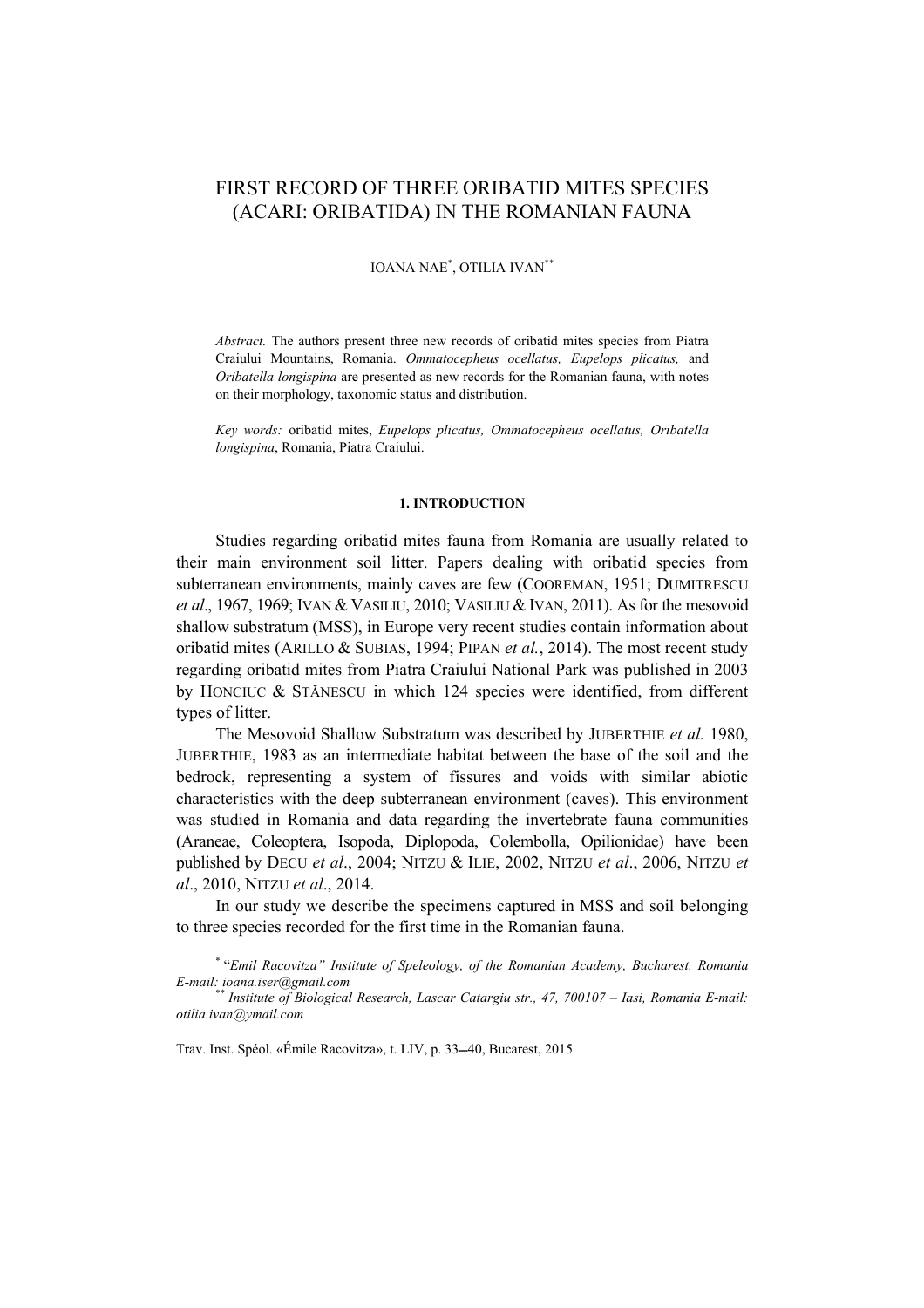# FIRST RECORD OF THREE ORIBATID MITES SPECIES (ACARI: ORIBATIDA) IN THE ROMANIAN FAUNA

IOANA NAE[*], OTILIA IVAN[**]

*Abstract.* The authors present three new records of oribatid mites species from Piatra Craiului Mountains, Romania. *Ommatocepheus ocellatus, Eupelops plicatus,* and *Oribatella longispina* are presented as new records for the Romanian fauna, with notes on their morphology, taxonomic status and distribution.

*Key words:* oribatid mites, *Eupelops plicatus, Ommatocepheus ocellatus, Oribatella longispina*, Romania, Piatra Craiului.

## 1. INTRODUCTION

Studies regarding oribatid mites fauna from Romania are usually related to their main environment soil litter. Papers dealing with oribatid species from subterranean environments, mainly caves are few (COOREMAN, 1951; DUMITRESCU *et al*., 1967, 1969; IVAN & VASILIU, 2010; VASILIU & IVAN, 2011). As for the mesovoid shallow substratum (MSS), in Europe very recent studies contain information about oribatid mites (ARILLO & SUBIAS, 1994; PIPAN *et al.*, 2014). The most recent study regarding oribatid mites from Piatra Craiului National Park was published in 2003 by HONCIUC & STĂNESCU in which 124 species were identified, from different types of litter.

The Mesovoid Shallow Substratum was described by JUBERTHIE *et al.* 1980, JUBERTHIE, 1983 as an intermediate habitat between the base of the soil and the bedrock, representing a system of fissures and voids with similar abiotic characteristics with the deep subterranean environment (caves). This environment was studied in Romania and data regarding the invertebrate fauna communities (Araneae, Coleoptera, Isopoda, Diplopoda, Colembolla, Opilionidae) have been published by DECU *et al*., 2004; NITZU & ILIE, 2002, NITZU *et al*., 2006, NITZU *et al*., 2010, NITZU *et al*., 2014.

In our study we describe the specimens captured in MSS and soil belonging to three species recorded for the first time in the Romanian fauna.

[*] "*Emil Racovitza" Institute of Speleology, of the Romanian Academy, Bucharest, Romania E-mail: ioana.iser@gmail.com*

[**] *Institute of Biological Research, Lascar Catargiu str., 47, 700107 – Iasi, Romania E-mail: otilia.ivan@ymail.com*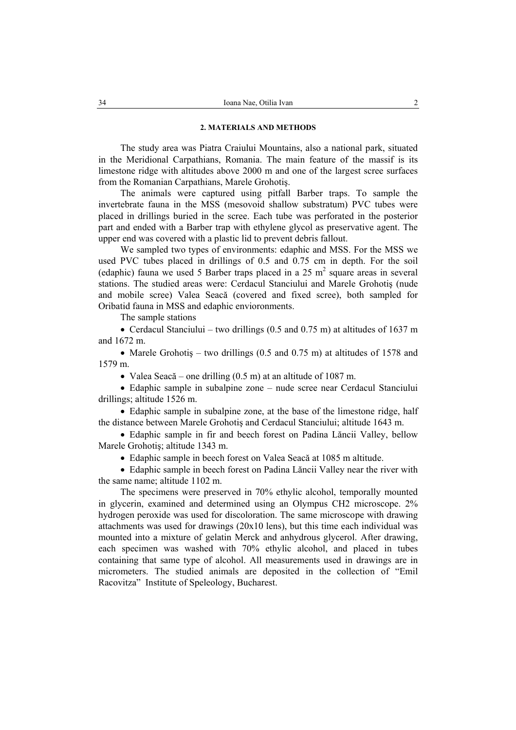## 2. MATERIALS AND METHODS

The study area was Piatra Craiului Mountains, also a national park, situated in the Meridional Carpathians, Romania. The main feature of the massif is its limestone ridge with altitudes above 2000 m and one of the largest scree surfaces from the Romanian Carpathians, Marele Grohotiş.

The animals were captured using pitfall Barber traps. To sample the invertebrate fauna in the MSS (mesovoid shallow substratum) PVC tubes were placed in drillings buried in the scree. Each tube was perforated in the posterior part and ended with a Barber trap with ethylene glycol as preservative agent. The upper end was covered with a plastic lid to prevent debris fallout.

We sampled two types of environments: edaphic and MSS. For the MSS we used PVC tubes placed in drillings of 0.5 and 0.75 cm in depth. For the soil (edaphic) fauna we used 5 Barber traps placed in a 25 $m^2$ square areas in several stations. The studied areas were: Cerdacul Stanciului and Marele Grohotiş (nude and mobile scree) Valea Seacă (covered and fixed scree), both sampled for Oribatid fauna in MSS and edaphic envioronments.

The sample stations

- Cerdacul Stanciului – two drillings (0.5 and 0.75 m) at altitudes of 1637 m and 1672 m.
- Marele Grohotiş – two drillings (0.5 and 0.75 m) at altitudes of 1578 and 1579 m.
- Valea Seacă – one drilling (0.5 m) at an altitude of 1087 m.
- Edaphic sample in subalpine zone – nude scree near Cerdacul Stanciului drillings; altitude 1526 m.
- Edaphic sample in subalpine zone, at the base of the limestone ridge, half the distance between Marele Grohotiş and Cerdacul Stanciului; altitude 1643 m.
- Edaphic sample in fir and beech forest on Padina Lăncii Valley, bellow Marele Grohotiş; altitude 1343 m.
- Edaphic sample in beech forest on Valea Seacă at 1085 m altitude.
- Edaphic sample in beech forest on Padina Lăncii Valley near the river with the same name; altitude 1102 m.

The specimens were preserved in 70% ethylic alcohol, temporally mounted in glycerin, examined and determined using an Olympus CH2 microscope. 2% hydrogen peroxide was used for discoloration. The same microscope with drawing attachments was used for drawings (20x10 lens), but this time each individual was mounted into a mixture of gelatin Merck and anhydrous glycerol. After drawing, each specimen was washed with 70% ethylic alcohol, and placed in tubes containing that same type of alcohol. All measurements used in drawings are in micrometers. The studied animals are deposited in the collection of "Emil Racovitza" Institute of Speleology, Bucharest.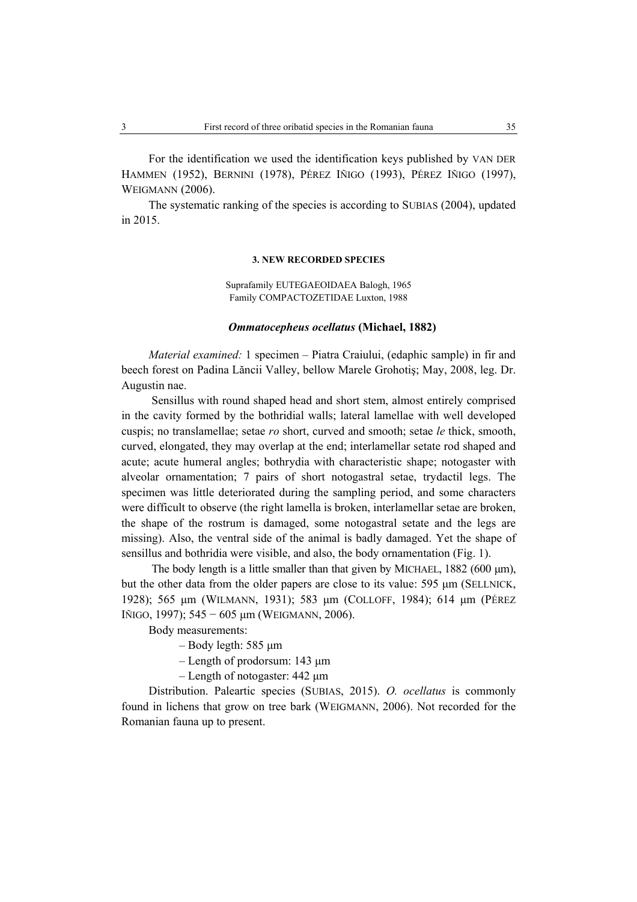For the identification we used the identification keys published by VAN DER HAMMEN (1952), BERNINI (1978), PÉREZ IŇIGO (1993), PÉREZ IÑIGO (1997), WEIGMANN (2006).

The systematic ranking of the species is according to SUBIAS (2004), updated in 2015.

### 3. NEW RECORDED SPECIES

Suprafamily EUTEGAEOIDAEA Balogh, 1965
Family COMPACTOZETIDAE Luxton, 1988

#### *Ommatocepheus ocellatus* (Michael, 1882)

*Material examined:* 1 specimen – Piatra Craiului, (edaphic sample) in fir and beech forest on Padina Lăncii Valley, bellow Marele Grohotiş; May, 2008, leg. Dr. Augustin nae.

Sensillus with round shaped head and short stem, almost entirely comprised in the cavity formed by the bothridial walls; lateral lamellae with well developed cuspis; no translamellae; setae *ro* short, curved and smooth; setae *le* thick, smooth, curved, elongated, they may overlap at the end; interlamellar setate rod shaped and acute; acute humeral angles; bothrydia with characteristic shape; notogaster with alveolar ornamentation; 7 pairs of short notogastral setae, trydactil legs. The specimen was little deteriorated during the sampling period, and some characters were difficult to observe (the right lamella is broken, interlamellar setae are broken, the shape of the rostrum is damaged, some notogastral setate and the legs are missing). Also, the ventral side of the animal is badly damaged. Yet the shape of sensillus and bothridia were visible, and also, the body ornamentation (Fig. 1).

The body length is a little smaller than that given by MICHAEL, 1882 (600 μm), but the other data from the older papers are close to its value: 595 μm (SELLNICK, 1928); 565 μm (WILMANN, 1931); 583 μm (COLLOFF, 1984); 614 μm (PÉREZ IÑIGO, 1997); 545 − 605 μm (WEIGMANN, 2006).

Body measurements:

– Body legth: 585 μm
– Length of prodorsum: 143 μm
– Length of notogaster: 442 μm

Distribution. Paleartic species (SUBIAS, 2015). *O. ocellatus* is commonly found in lichens that grow on tree bark (WEIGMANN, 2006). Not recorded for the Romanian fauna up to present.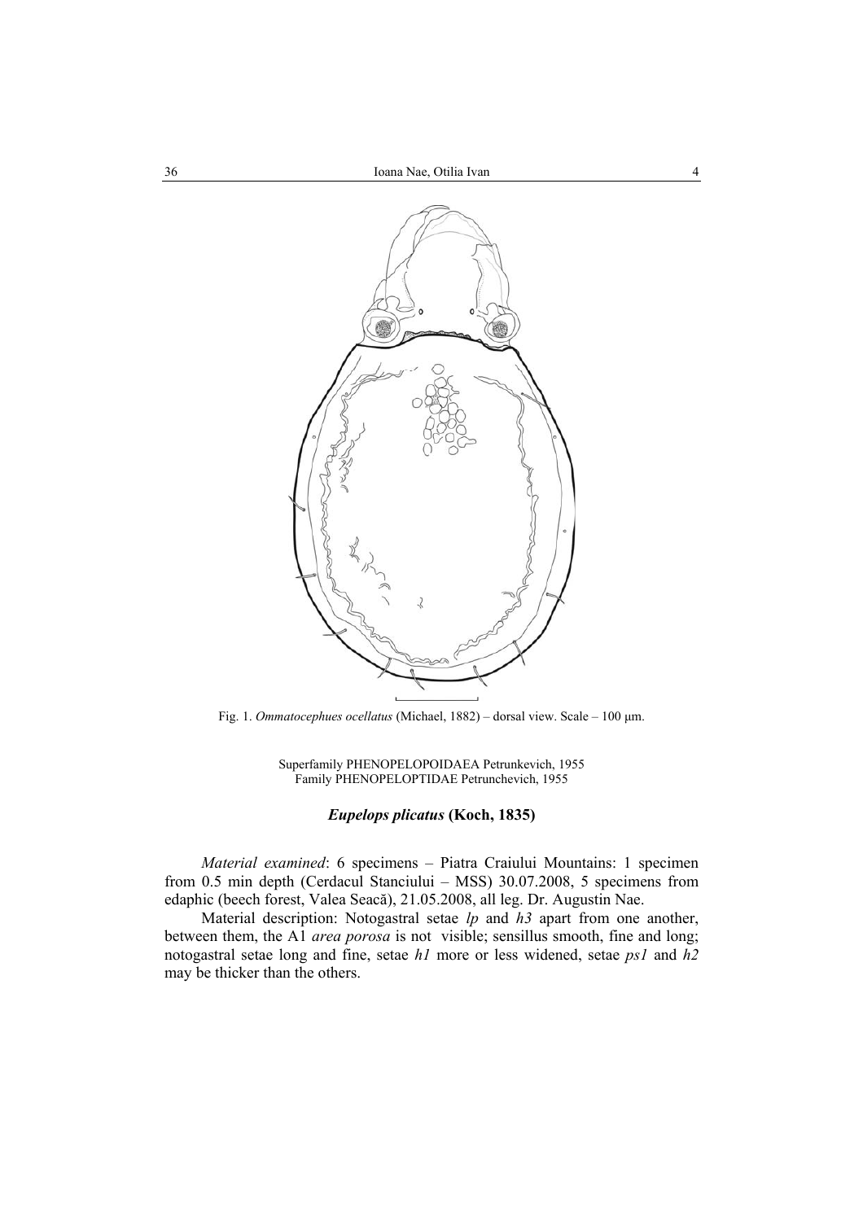Fig. 1. *Ommatocephues ocellatus* (Michael, 1882) – dorsal view. Scale – 100 µm.

Superfamily PHENOPELOPOIDAEA Petrunkevich, 1955
Family PHENOPELOPTIDAE Petrunchevich, 1955

### ***Eupelops plicatus* (Koch, 1835)**

*Material examined*: 6 specimens – Piatra Craiului Mountains: 1 specimen from 0.5 min depth (Cerdacul Stanciului – MSS) 30.07.2008, 5 specimens from edaphic (beech forest, Valea Seacă), 21.05.2008, all leg. Dr. Augustin Nae.

Material description: Notogastral setae *lp* and *h3* apart from one another, between them, the A1 *area porosa* is not visible; sensillus smooth, fine and long; notogastral setae long and fine, setae *h1* more or less widened, setae *ps1* and *h2* may be thicker than the others.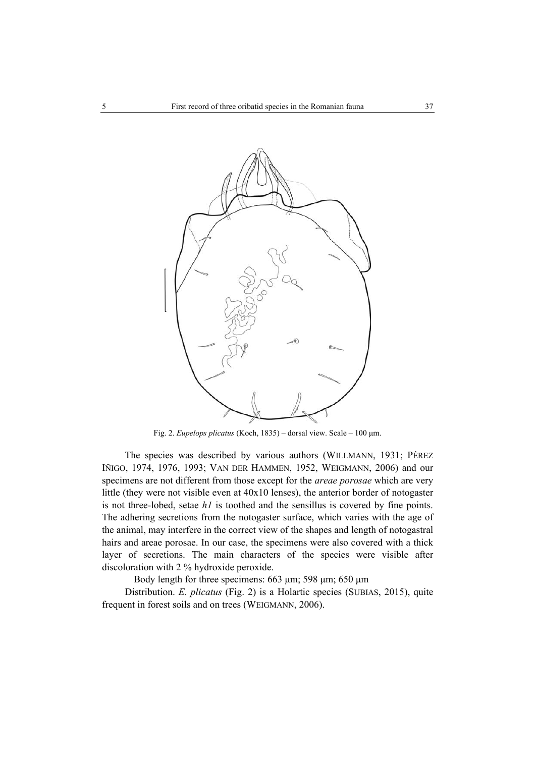Fig. 2. *Eupelops plicatus* (Koch, 1835) – dorsal view. Scale – 100 µm.

The species was described by various authors (WILLMANN, 1931; PÉREZ IÑIGO, 1974, 1976, 1993; VAN DER HAMMEN, 1952, WEIGMANN, 2006) and our specimens are not different from those except for the *areae porosae* which are very little (they were not visible even at 40x10 lenses), the anterior border of notogaster is not three-lobed, setae *h1* is toothed and the sensillus is covered by fine points. The adhering secretions from the notogaster surface, which varies with the age of the animal, may interfere in the correct view of the shapes and length of notogastral hairs and areae porosae. In our case, the specimens were also covered with a thick layer of secretions. The main characters of the species were visible after discoloration with 2 % hydroxide peroxide.

Body length for three specimens: 663 µm; 598 µm; 650 µm

Distribution. *E. plicatus* (Fig. 2) is a Holartic species (SUBIAS, 2015), quite frequent in forest soils and on trees (WEIGMANN, 2006).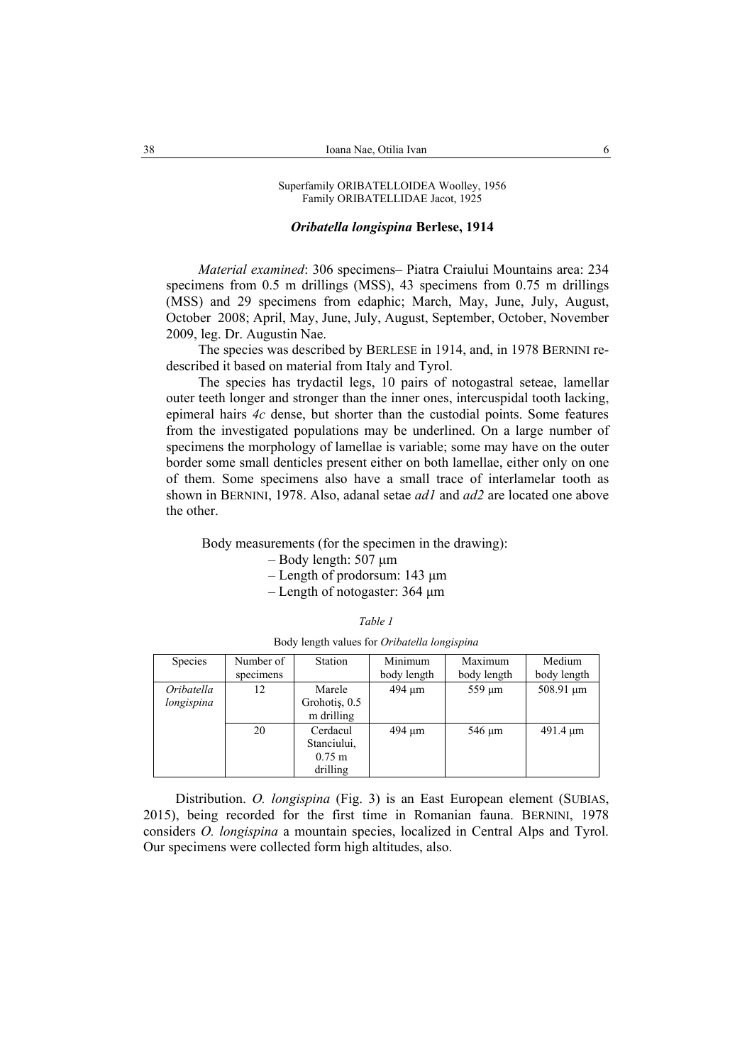Superfamily ORIBATELLOIDEA Woolley, 1956
Family ORIBATELLIDAE Jacot, 1925

### *Oribatella longispina* Berlese, 1914

*Material examined*: 306 specimens– Piatra Craiului Mountains area: 234 specimens from 0.5 m drillings (MSS), 43 specimens from 0.75 m drillings (MSS) and 29 specimens from edaphic; March, May, June, July, August, October 2008; April, May, June, July, August, September, October, November 2009, leg. Dr. Augustin Nae.

The species was described by BERLESE in 1914, and, in 1978 BERNINI re-described it based on material from Italy and Tyrol.

The species has trydactil legs, 10 pairs of notogastral seteae, lamellar outer teeth longer and stronger than the inner ones, intercuspidal tooth lacking, epimeral hairs *4c* dense, but shorter than the custodial points. Some features from the investigated populations may be underlined. On a large number of specimens the morphology of lamellae is variable; some may have on the outer border some small denticles present either on both lamellae, either only on one of them. Some specimens also have a small trace of interlamelar tooth as shown in BERNINI, 1978. Also, adanal setae *ad1* and *ad2* are located one above the other.

Body measurements (for the specimen in the drawing):

- Body length: 507 µm
- Length of prodorsum: 143 µm
- Length of notogaster: 364 µm

*Table 1*

Body length values for *Oribatella longispina*

| Species | Number of specimens | Station | Minimum body length | Maximum body length | Medium body length |
|---|---|---|---|---|---|
| *Oribatella longispina* | 12 | Marele Grohotiș, 0.5 m drilling | 494 µm | 559 µm | 508.91 µm |
| | 20 | Cerdacul Stanciului, 0.75 m drilling | 494 µm | 546 µm | 491.4 µm |

Distribution. *O. longispina* (Fig. 3) is an East European element (SUBIAS, 2015), being recorded for the first time in Romanian fauna. BERNINI, 1978 considers *O. longispina* a mountain species, localized in Central Alps and Tyrol. Our specimens were collected form high altitudes, also.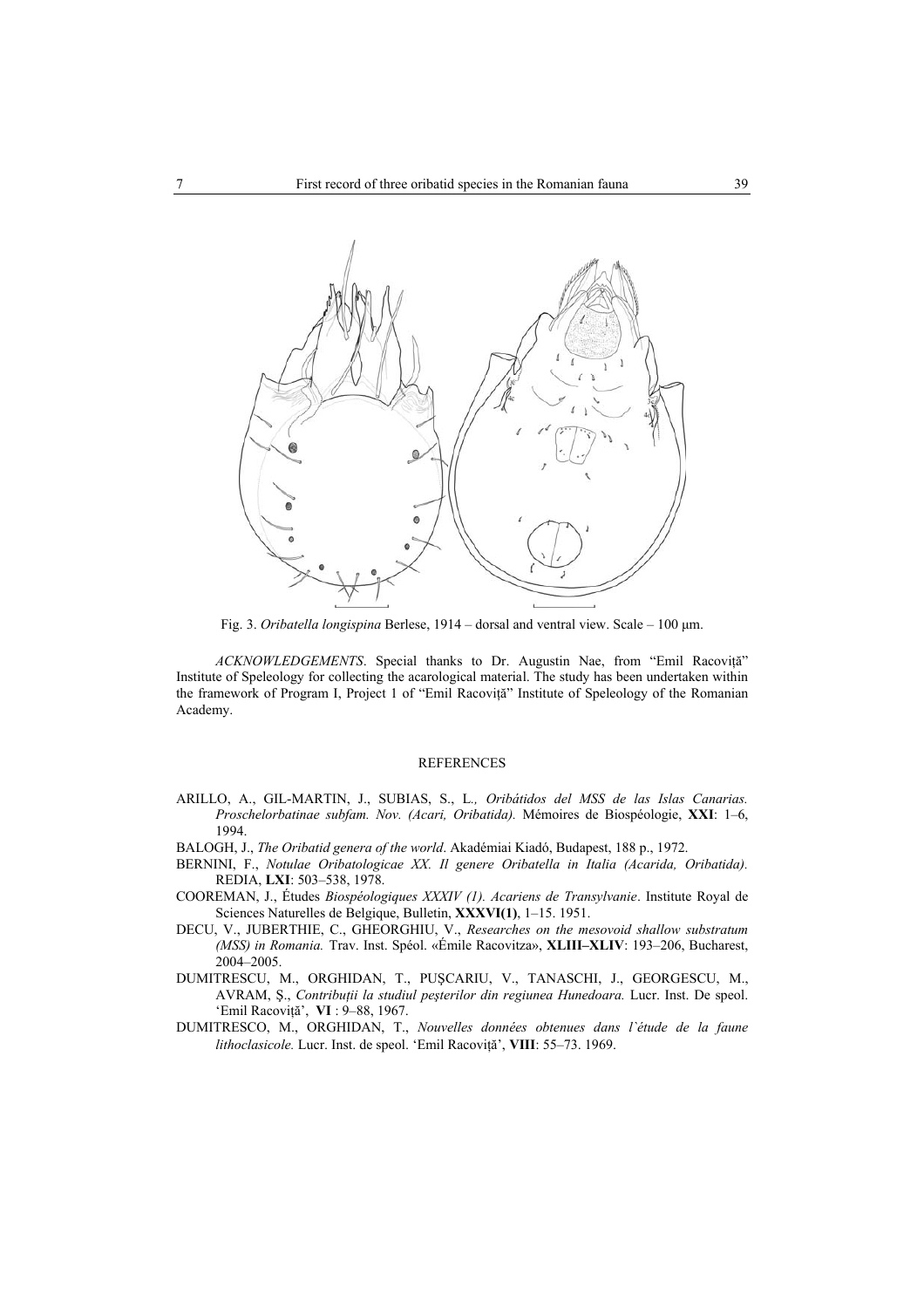Fig. 3. *Oribatella longispina* Berlese, 1914 – dorsal and ventral view. Scale – 100 µm.

*ACKNOWLEDGEMENTS*. Special thanks to Dr. Augustin Nae, from "Emil Racoviță" Institute of Speleology for collecting the acarological material. The study has been undertaken within the framework of Program I, Project 1 of "Emil Racoviță" Institute of Speleology of the Romanian Academy.

## REFERENCES

ARILLO, A., GIL-MARTIN, J., SUBIAS, S., L., *Oribátidos del MSS de las Islas Canarias. Proschelorbatinae subfam. Nov. (Acari, Oribatida).* Mémoires de Biospéologie, **XXI**: 1–6, 1994.

BALOGH, J., *The Oribatid genera of the world*. Akadémiai Kiadó, Budapest, 188 p., 1972.

BERNINI, F., *Notulae Oribatologicae XX. Il genere Oribatella in Italia (Acarida, Oribatida).* REDIA, **LXI**: 503–538, 1978.

COOREMAN, J., Études *Biospéologiques XXXIV (1). Acariens de Transylvanie*. Institute Royal de Sciences Naturelles de Belgique, Bulletin, **XXXVI(1)**, 1–15. 1951.

DECU, V., JUBERTHIE, C., GHEORGHIU, V., *Researches on the mesovoid shallow substratum (MSS) in Romania.* Trav. Inst. Spéol. «Émile Racovitza», **XLIII–XLIV**: 193–206, Bucharest, 2004–2005.

DUMITRESCU, M., ORGHIDAN, T., PUȘCARIU, V., TANASCHI, J., GEORGESCU, M., AVRAM, Ș., *Contribuții la studiul peșterilor din regiunea Hunedoara.* Lucr. Inst. De speol. 'Emil Racoviță', **VI** : 9–88, 1967.

DUMITRESCO, M., ORGHIDAN, T., *Nouvelles données obtenues dans l`étude de la faune lithoclasicole.* Lucr. Inst. de speol. 'Emil Racoviță', **VIII**: 55–73. 1969.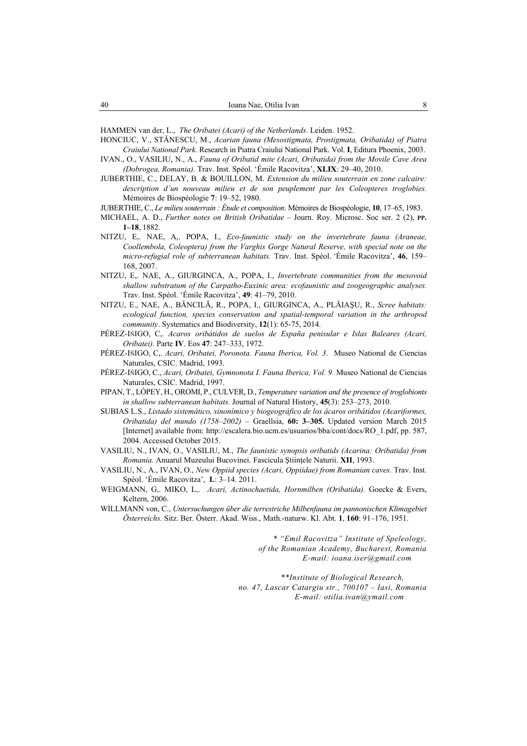HAMMEN van der, L., *The Oribatei (Acari) of the Netherlands*. Leiden. 1952.

HONCIUC, V., STĂNESCU, M., *Acarian fauna (Mesostigmata, Prostigmata, Oribatida) of Piatra Craiului National Park.* Research in Piatra Craiului National Park. Vol. **I**, Editura Phoenix, 2003.

IVAN., O., VASILIU, N., A., *Fauna of Oribatid mite (Acari, Oribatida) from the Movile Cave Area (Dobrogea, Romania).* Trav. Inst. Spéol. 'Émile Racovitza', **XLIX**: 29–40, 2010.

JUBERTHIE, C., DELAY, B. & BOUILLON, M. *Extension du milieu souterrain en zone calcaire: description d'un nouveau milieu et de son peuplement par les Coleopteres troglobies.* Mémoires de Biospéologie **7**: 19–52, 1980.

JUBERTHIE, C., *Le milieu souterrain : Étude et composition*. Mémoires de Biospéologie, **10**, 17–65, 1983.

MICHAEL, A. D., *Further notes on British Oribatidae* – Journ. Roy. Microsc. Soc ser. 2 (2), **PP. 1–18**, 1882.

NITZU, E,. NAE, A,. POPA, I., *Eco-faunistic study on the invertebrate fauna (Araneae, Coollembola, Coleoptera) from the Varghis Gorge Natural Reserve, with special note on the micro-refugial role of subterranean habitats.* Trav. Inst. Spéol. 'Émile Racovitza', **46**, 159–168, 2007.

NITZU, E,. NAE, A., GIURGINCA, A., POPA, I., *Invertebrate communities from the mesovoid shallow substratum of the Carpatho-Euxinic area: ecofaunistic and zoogeographic analyses.* Trav. Inst. Spéol. 'Émile Racovitza', **49**: 41–79, 2010.

NITZU, E., NAE, A., BĂNCILĂ, R., POPA, I., GIURGINCA, A., PLĂIAȘU, R., *Scree habitats: ecological function, species conservation and spatial-temporal variation in the arthropod community*. Systematics and Biodiversity, **12**(1): 65-75, 2014.

PÉREZ-IÑIGO, C,. *Acaros oribátidos de suelos de España penisular e Islas Baleares (Acari, Oribatei).* Parte **IV**. Eos **47**: 247–333, 1972.

PÉREZ-IÑIGO, C,. *Acari, Oribatei, Poronota. Fauna Iberica, Vol. 3*. Museo National de Ciencias Naturales, CSIC. Madrid, 1993.

PÉREZ-IÑIGO, C., *Acari, Oribatei, Gymnonota I. Fauna Iberica, Vol. 9.* Museo National de Ciencias Naturales, CSIC. Madrid, 1997.

PIPAN, T., LÓPEY, H., OROMI, P., CULVER, D., *Temperature variation and the presence of troglobionts in shallow subterranean habitats.* Journal of Natural History, **45**(3): 253–273, 2010.

SUBIAS L.S., *Listado sistemático, sinonímico y biogeográfico de los ácaros oribátidos (Acariformes, Oribatida) del mundo (1758–2002)* – Graellsia, **60: 3–305.** Updated version March 2015 [Internet] available from: http://escalera.bio.ucm.es/usuarios/bba/cont/docs/RO_1.pdf, pp. 587, 2004. Accessed October 2015.

VASILIU, N., IVAN, O., VASILIU, M., *The faunistic synopsis oribatids (Acarina: Oribatida) from Romania.* Anuarul Muzeului Bucovinei. Fascicula Științele Naturii. **XII**, 1993.

VASILIU, N., A., IVAN, O., *New Oppiid species (Acari, Oppiidae) from Romanian caves.* Trav. Inst. Spéol. 'Émile Racovitza', **L**: 3–14. 2011.

WEIGMANN, G,. MIKO, L,. *Acari, Actinochaetida, Hornmilben (Oribatida).* Goecke & Evers, Keltern, 2006.

WILLMANN von, C., *Untersuchungen über die terrestriche Milbenfauna im pannonischen Klimagebiet Österreichs.* Sitz. Ber. Österr. Akad. Wiss., Math.-naturw. Kl. Abt. **1**, **160**: 91–176, 1951.

*\* "Emil Racovitza" Institute of Speleology, of the Romanian Academy, Bucharest, Romania E-mail: ioana.iser@gmail.com*

*\*\*Institute of Biological Research, no. 47, Lascar Catargiu str., 700107 – Iasi, Romania E-mail: otilia.ivan@ymail.com*